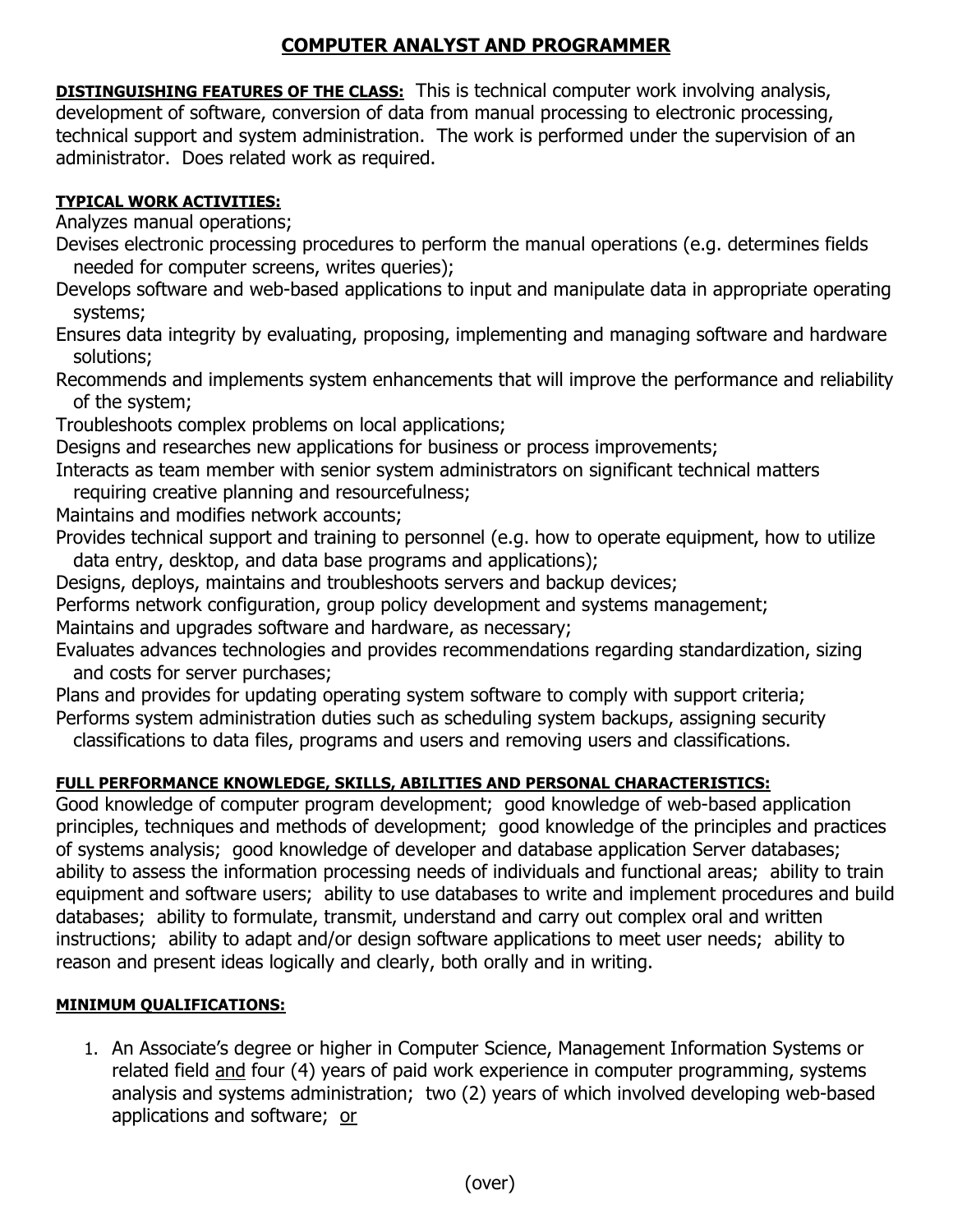# COMPUTER ANALYST AND PROGRAMMER

**DISTINGUISHING FEATURES OF THE CLASS:** This is technical computer work involving analysis, development of software, conversion of data from manual processing to electronic processing, technical support and system administration. The work is performed under the supervision of an administrator. Does related work as required.

**TYPICAL WORK ACTIVITIES:**

Analyzes manual operations;
Devises electronic processing procedures to perform the manual operations (e.g. determines fields needed for computer screens, writes queries);
Develops software and web-based applications to input and manipulate data in appropriate operating systems;
Ensures data integrity by evaluating, proposing, implementing and managing software and hardware solutions;
Recommends and implements system enhancements that will improve the performance and reliability of the system;
Troubleshoots complex problems on local applications;
Designs and researches new applications for business or process improvements;
Interacts as team member with senior system administrators on significant technical matters requiring creative planning and resourcefulness;
Maintains and modifies network accounts;
Provides technical support and training to personnel (e.g. how to operate equipment, how to utilize data entry, desktop, and data base programs and applications);
Designs, deploys, maintains and troubleshoots servers and backup devices;
Performs network configuration, group policy development and systems management;
Maintains and upgrades software and hardware, as necessary;
Evaluates advances technologies and provides recommendations regarding standardization, sizing and costs for server purchases;
Plans and provides for updating operating system software to comply with support criteria;
Performs system administration duties such as scheduling system backups, assigning security classifications to data files, programs and users and removing users and classifications.

**FULL PERFORMANCE KNOWLEDGE, SKILLS, ABILITIES AND PERSONAL CHARACTERISTICS:**

Good knowledge of computer program development; good knowledge of web-based application principles, techniques and methods of development; good knowledge of the principles and practices of systems analysis; good knowledge of developer and database application Server databases; ability to assess the information processing needs of individuals and functional areas; ability to train equipment and software users; ability to use databases to write and implement procedures and build databases; ability to formulate, transmit, understand and carry out complex oral and written instructions; ability to adapt and/or design software applications to meet user needs; ability to reason and present ideas logically and clearly, both orally and in writing.

**MINIMUM QUALIFICATIONS:**

1. An Associate's degree or higher in Computer Science, Management Information Systems or related field and four (4) years of paid work experience in computer programming, systems analysis and systems administration; two (2) years of which involved developing web-based applications and software; or

(over)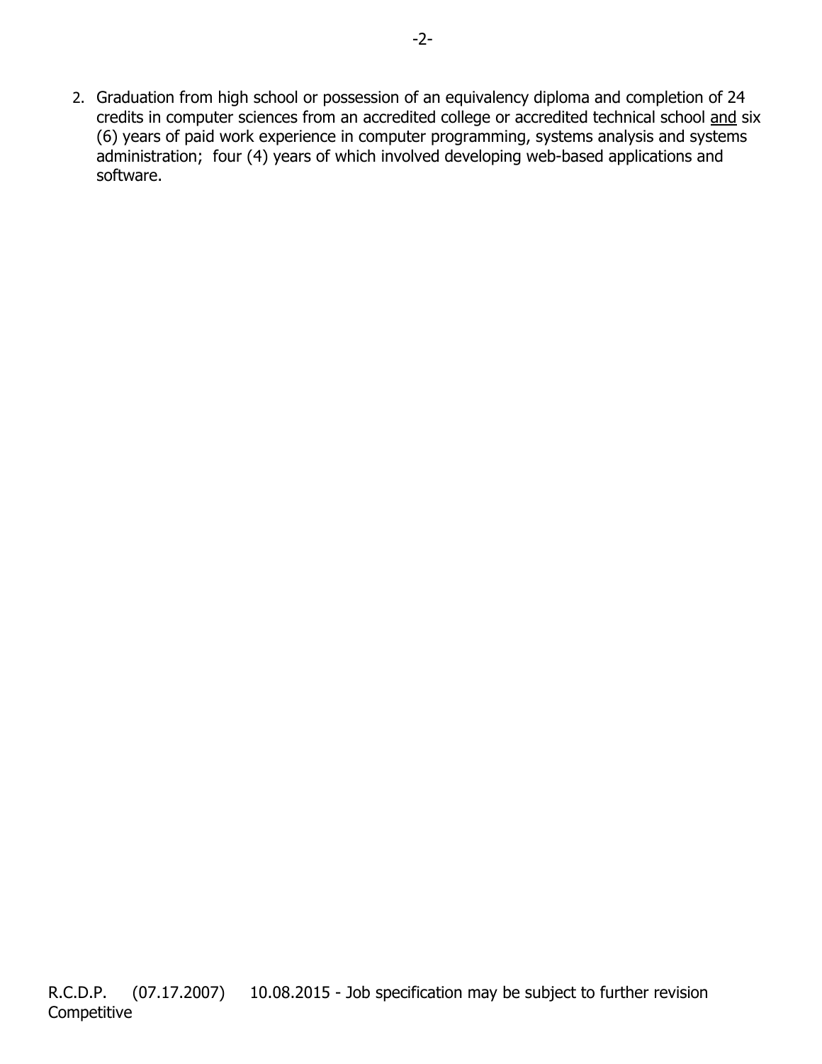2. Graduation from high school or possession of an equivalency diploma and completion of 24 credits in computer sciences from an accredited college or accredited technical school <u>and</u> six (6) years of paid work experience in computer programming, systems analysis and systems administration; four (4) years of which involved developing web-based applications and software.

R.C.D.P. (07.17.2007) 10.08.2015 - Job specification may be subject to further revision
Competitive